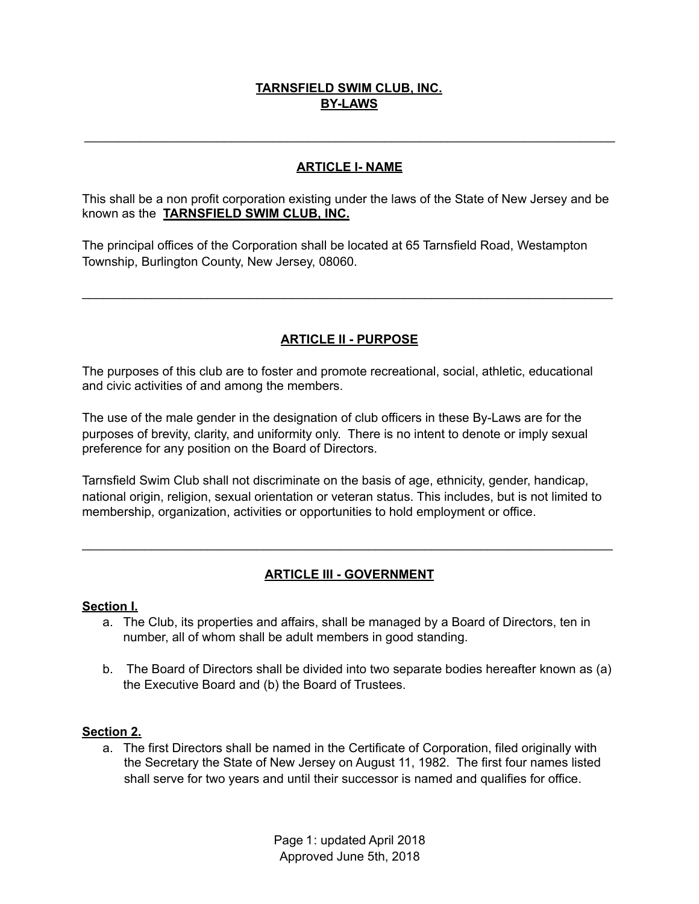# TARNSFIELD SWIM CLUB, INC.
# BY-LAWS

---

## ARTICLE I- NAME

This shall be a non profit corporation existing under the laws of the State of New Jersey and be known as the **TARNSFIELD SWIM CLUB, INC.**

The principal offices of the Corporation shall be located at 65 Tarnsfield Road, Westampton Township, Burlington County, New Jersey, 08060.

---

## ARTICLE II - PURPOSE

The purposes of this club are to foster and promote recreational, social, athletic, educational and civic activities of and among the members.

The use of the male gender in the designation of club officers in these By-Laws are for the purposes of brevity, clarity, and uniformity only. There is no intent to denote or imply sexual preference for any position on the Board of Directors.

Tarnsfield Swim Club shall not discriminate on the basis of age, ethnicity, gender, handicap, national origin, religion, sexual orientation or veteran status. This includes, but is not limited to membership, organization, activities or opportunities to hold employment or office.

---

## ARTICLE III - GOVERNMENT

**Section I.**

a. The Club, its properties and affairs, shall be managed by a Board of Directors, ten in number, all of whom shall be adult members in good standing.

b. The Board of Directors shall be divided into two separate bodies hereafter known as (a) the Executive Board and (b) the Board of Trustees.

**Section 2.**

a. The first Directors shall be named in the Certificate of Corporation, filed originally with the Secretary the State of New Jersey on August 11, 1982. The first four names listed shall serve for two years and until their successor is named and qualifies for office.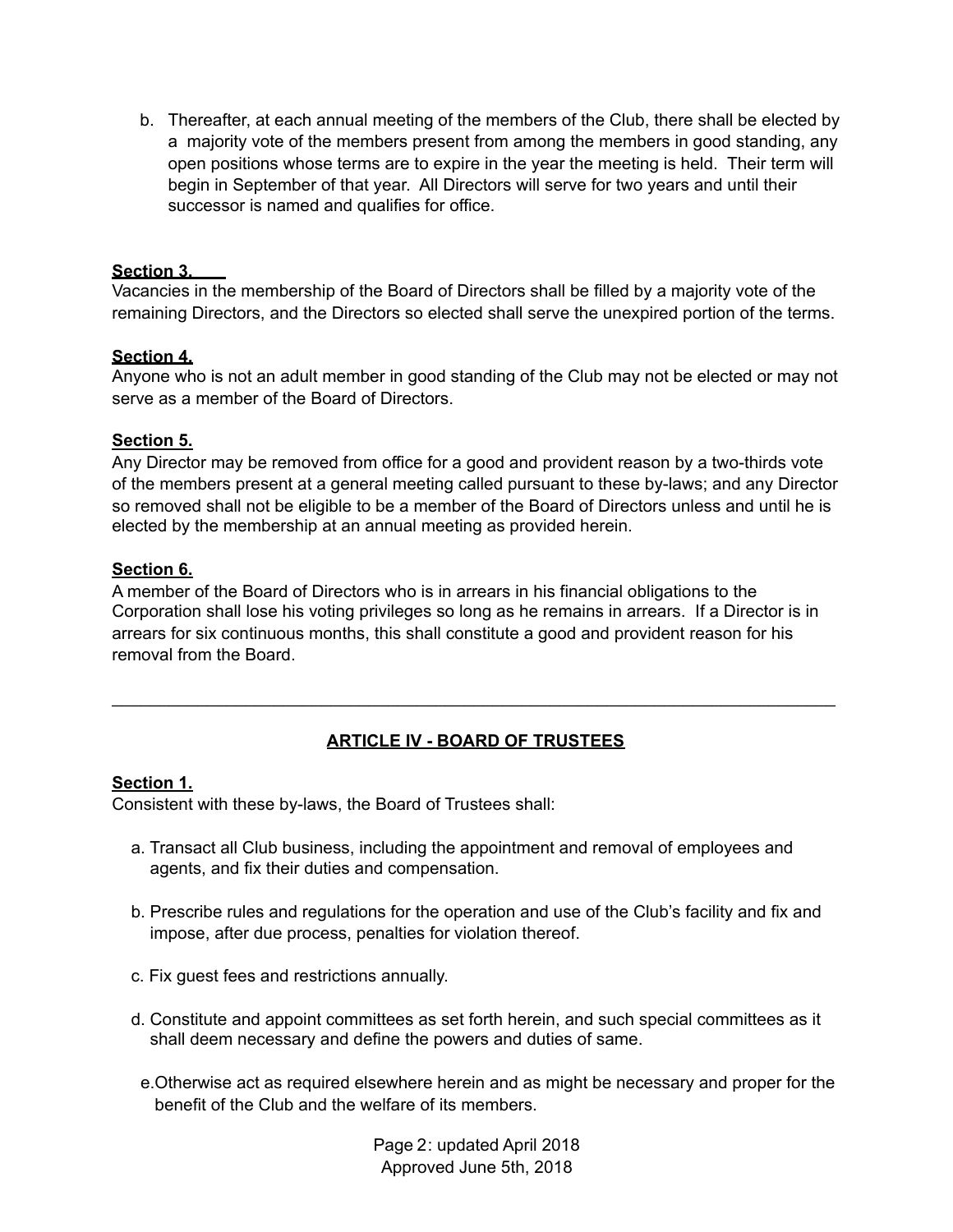b. Thereafter, at each annual meeting of the members of the Club, there shall be elected by a majority vote of the members present from among the members in good standing, any open positions whose terms are to expire in the year the meeting is held. Their term will begin in September of that year. All Directors will serve for two years and until their successor is named and qualifies for office.

**Section 3.**

Vacancies in the membership of the Board of Directors shall be filled by a majority vote of the remaining Directors, and the Directors so elected shall serve the unexpired portion of the terms.

**Section 4.**

Anyone who is not an adult member in good standing of the Club may not be elected or may not serve as a member of the Board of Directors.

**Section 5.**

Any Director may be removed from office for a good and provident reason by a two-thirds vote of the members present at a general meeting called pursuant to these by-laws; and any Director so removed shall not be eligible to be a member of the Board of Directors unless and until he is elected by the membership at an annual meeting as provided herein.

**Section 6.**

A member of the Board of Directors who is in arrears in his financial obligations to the Corporation shall lose his voting privileges so long as he remains in arrears. If a Director is in arrears for six continuous months, this shall constitute a good and provident reason for his removal from the Board.

---

## ARTICLE IV - BOARD OF TRUSTEES

**Section 1.**

Consistent with these by-laws, the Board of Trustees shall:

a. Transact all Club business, including the appointment and removal of employees and agents, and fix their duties and compensation.

b. Prescribe rules and regulations for the operation and use of the Club's facility and fix and impose, after due process, penalties for violation thereof.

c. Fix guest fees and restrictions annually.

d. Constitute and appoint committees as set forth herein, and such special committees as it shall deem necessary and define the powers and duties of same.

e. Otherwise act as required elsewhere herein and as might be necessary and proper for the benefit of the Club and the welfare of its members.

Page 2: updated April 2018
Approved June 5th, 2018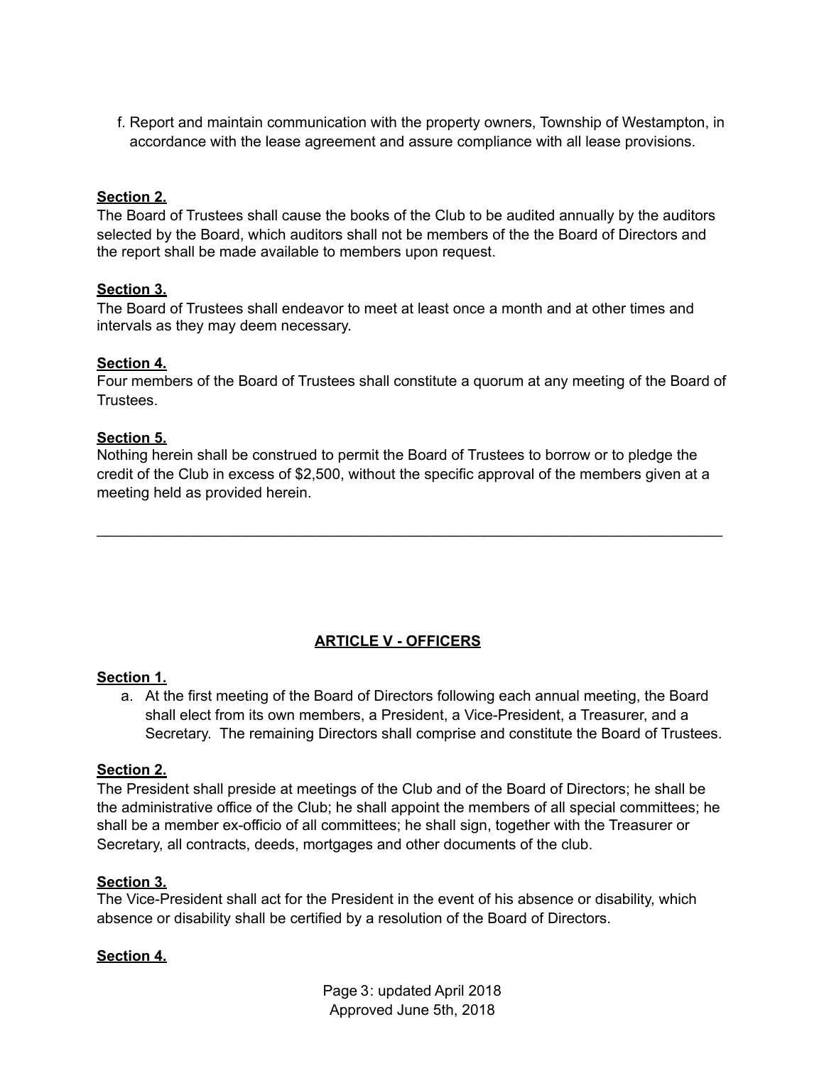f. Report and maintain communication with the property owners, Township of Westampton, in accordance with the lease agreement and assure compliance with all lease provisions.

**Section 2.**
The Board of Trustees shall cause the books of the Club to be audited annually by the auditors selected by the Board, which auditors shall not be members of the the Board of Directors and the report shall be made available to members upon request.

**Section 3.**
The Board of Trustees shall endeavor to meet at least once a month and at other times and intervals as they may deem necessary.

**Section 4.**
Four members of the Board of Trustees shall constitute a quorum at any meeting of the Board of Trustees.

**Section 5.**
Nothing herein shall be construed to permit the Board of Trustees to borrow or to pledge the credit of the Club in excess of $2,500, without the specific approval of the members given at a meeting held as provided herein.

---

## ARTICLE V - OFFICERS

**Section 1.**

a. At the first meeting of the Board of Directors following each annual meeting, the Board shall elect from its own members, a President, a Vice-President, a Treasurer, and a Secretary. The remaining Directors shall comprise and constitute the Board of Trustees.

**Section 2.**
The President shall preside at meetings of the Club and of the Board of Directors; he shall be the administrative office of the Club; he shall appoint the members of all special committees; he shall be a member ex-officio of all committees; he shall sign, together with the Treasurer or Secretary, all contracts, deeds, mortgages and other documents of the club.

**Section 3.**
The Vice-President shall act for the President in the event of his absence or disability, which absence or disability shall be certified by a resolution of the Board of Directors.

**Section 4.**

Page 3: updated April 2018
Approved June 5th, 2018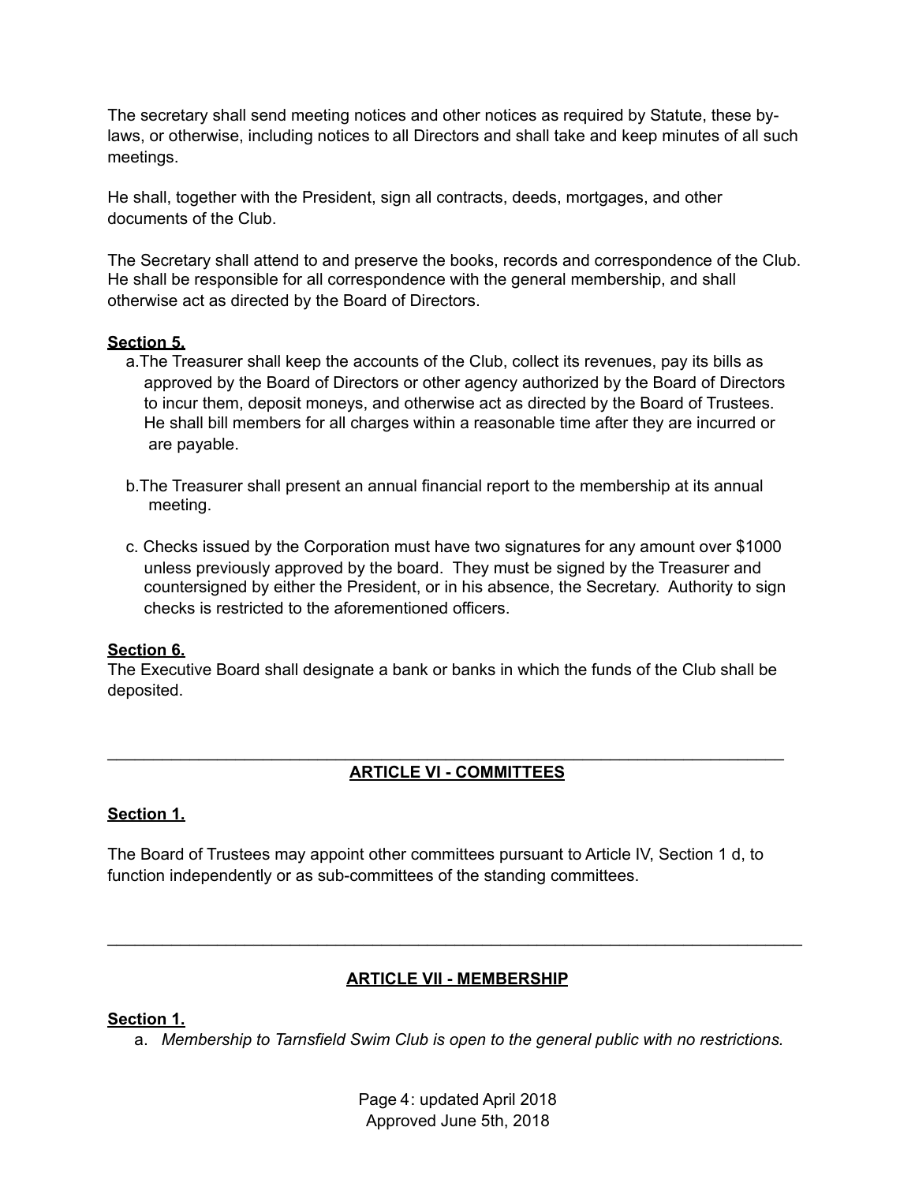The secretary shall send meeting notices and other notices as required by Statute, these by-laws, or otherwise, including notices to all Directors and shall take and keep minutes of all such meetings.

He shall, together with the President, sign all contracts, deeds, mortgages, and other documents of the Club.

The Secretary shall attend to and preserve the books, records and correspondence of the Club. He shall be responsible for all correspondence with the general membership, and shall otherwise act as directed by the Board of Directors.

**Section 5.**

a. The Treasurer shall keep the accounts of the Club, collect its revenues, pay its bills as approved by the Board of Directors or other agency authorized by the Board of Directors to incur them, deposit moneys, and otherwise act as directed by the Board of Trustees. He shall bill members for all charges within a reasonable time after they are incurred or are payable.

b. The Treasurer shall present an annual financial report to the membership at its annual meeting.

c. Checks issued by the Corporation must have two signatures for any amount over $1000 unless previously approved by the board. They must be signed by the Treasurer and countersigned by either the President, or in his absence, the Secretary. Authority to sign checks is restricted to the aforementioned officers.

**Section 6.**

The Executive Board shall designate a bank or banks in which the funds of the Club shall be deposited.

---

## ARTICLE VI - COMMITTEES

**Section 1.**

The Board of Trustees may appoint other committees pursuant to Article IV, Section 1 d, to function independently or as sub-committees of the standing committees.

---

## ARTICLE VII - MEMBERSHIP

**Section 1.**

a. *Membership to Tarnsfield Swim Club is open to the general public with no restrictions.*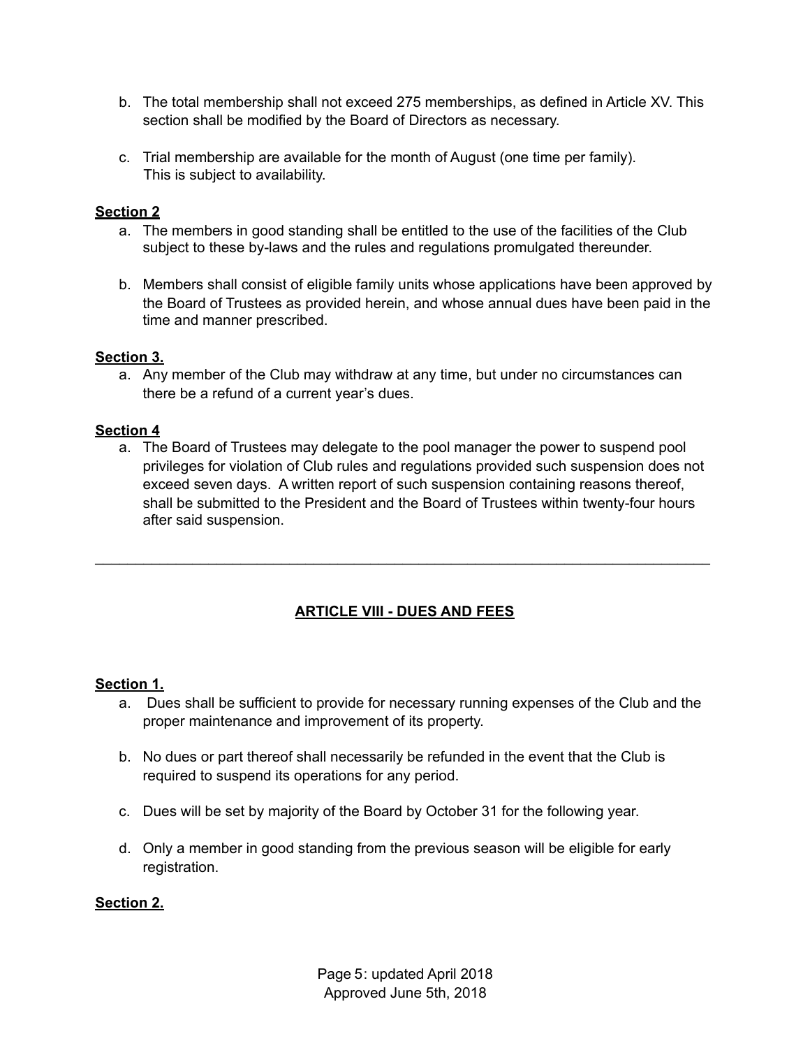b. The total membership shall not exceed 275 memberships, as defined in Article XV. This section shall be modified by the Board of Directors as necessary.

c. Trial membership are available for the month of August (one time per family). This is subject to availability.

**Section 2**

a. The members in good standing shall be entitled to the use of the facilities of the Club subject to these by-laws and the rules and regulations promulgated thereunder.

b. Members shall consist of eligible family units whose applications have been approved by the Board of Trustees as provided herein, and whose annual dues have been paid in the time and manner prescribed.

**Section 3.**

a. Any member of the Club may withdraw at any time, but under no circumstances can there be a refund of a current year's dues.

**Section 4**

a. The Board of Trustees may delegate to the pool manager the power to suspend pool privileges for violation of Club rules and regulations provided such suspension does not exceed seven days. A written report of such suspension containing reasons thereof, shall be submitted to the President and the Board of Trustees within twenty-four hours after said suspension.

---

## ARTICLE VIII - DUES AND FEES

**Section 1.**

a. Dues shall be sufficient to provide for necessary running expenses of the Club and the proper maintenance and improvement of its property.

b. No dues or part thereof shall necessarily be refunded in the event that the Club is required to suspend its operations for any period.

c. Dues will be set by majority of the Board by October 31 for the following year.

d. Only a member in good standing from the previous season will be eligible for early registration.

**Section 2.**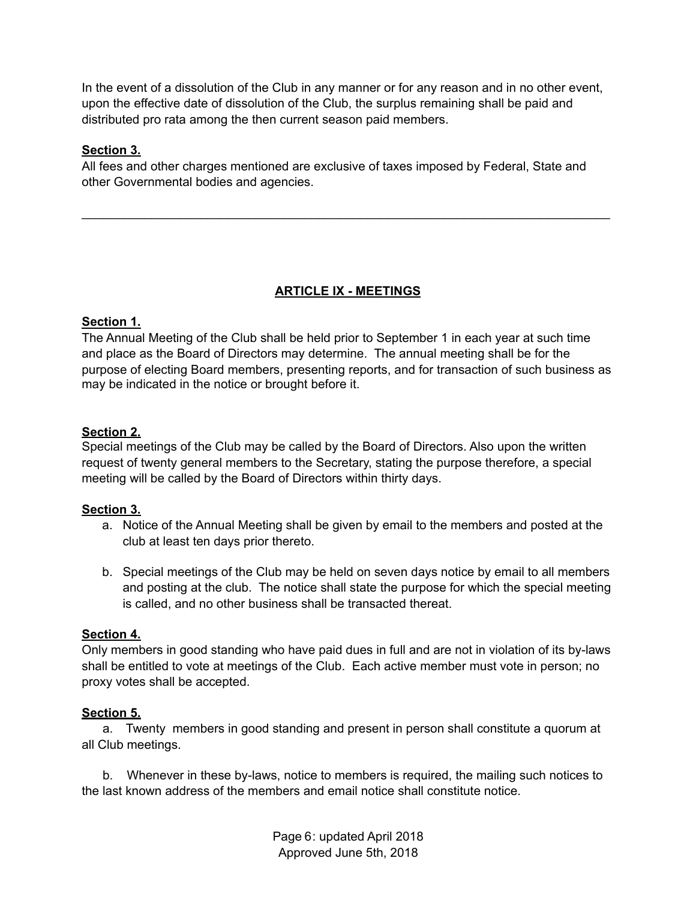In the event of a dissolution of the Club in any manner or for any reason and in no other event, upon the effective date of dissolution of the Club, the surplus remaining shall be paid and distributed pro rata among the then current season paid members.

**Section 3.**
All fees and other charges mentioned are exclusive of taxes imposed by Federal, State and other Governmental bodies and agencies.

---

## ARTICLE IX - MEETINGS

**Section 1.**
The Annual Meeting of the Club shall be held prior to September 1 in each year at such time and place as the Board of Directors may determine. The annual meeting shall be for the purpose of electing Board members, presenting reports, and for transaction of such business as may be indicated in the notice or brought before it.

**Section 2.**
Special meetings of the Club may be called by the Board of Directors. Also upon the written request of twenty general members to the Secretary, stating the purpose therefore, a special meeting will be called by the Board of Directors within thirty days.

**Section 3.**

a. Notice of the Annual Meeting shall be given by email to the members and posted at the club at least ten days prior thereto.

b. Special meetings of the Club may be held on seven days notice by email to all members and posting at the club. The notice shall state the purpose for which the special meeting is called, and no other business shall be transacted thereat.

**Section 4.**
Only members in good standing who have paid dues in full and are not in violation of its by-laws shall be entitled to vote at meetings of the Club. Each active member must vote in person; no proxy votes shall be accepted.

**Section 5.**

a. Twenty members in good standing and present in person shall constitute a quorum at all Club meetings.

b. Whenever in these by-laws, notice to members is required, the mailing such notices to the last known address of the members and email notice shall constitute notice.

Page 6: updated April 2018
Approved June 5th, 2018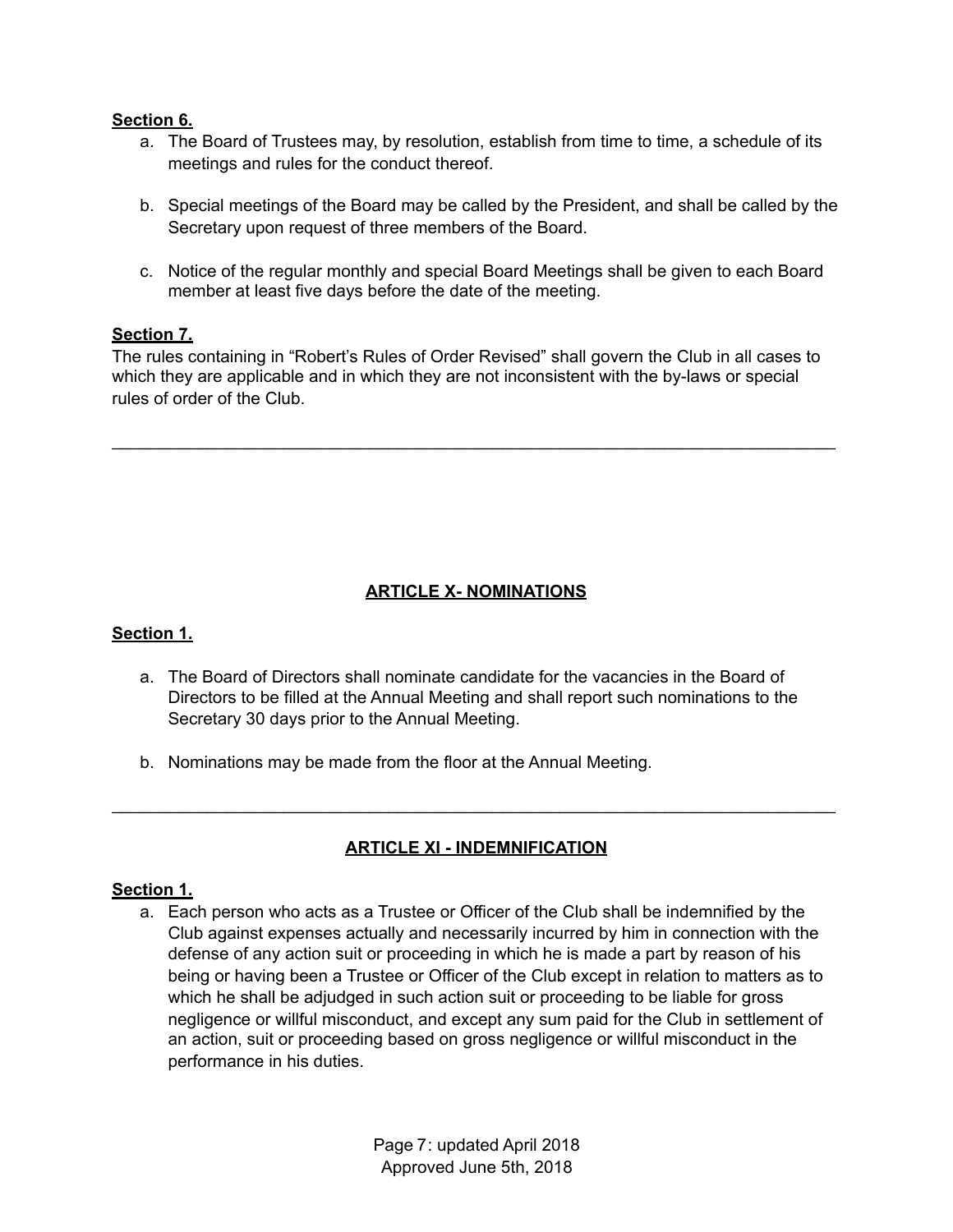**Section 6.**

a. The Board of Trustees may, by resolution, establish from time to time, a schedule of its meetings and rules for the conduct thereof.

b. Special meetings of the Board may be called by the President, and shall be called by the Secretary upon request of three members of the Board.

c. Notice of the regular monthly and special Board Meetings shall be given to each Board member at least five days before the date of the meeting.

**Section 7.**

The rules containing in “Robert’s Rules of Order Revised” shall govern the Club in all cases to which they are applicable and in which they are not inconsistent with the by-laws or special rules of order of the Club.

---

## ARTICLE X- NOMINATIONS

**Section 1.**

a. The Board of Directors shall nominate candidate for the vacancies in the Board of Directors to be filled at the Annual Meeting and shall report such nominations to the Secretary 30 days prior to the Annual Meeting.

b. Nominations may be made from the floor at the Annual Meeting.

---

## ARTICLE XI - INDEMNIFICATION

**Section 1.**

a. Each person who acts as a Trustee or Officer of the Club shall be indemnified by the Club against expenses actually and necessarily incurred by him in connection with the defense of any action suit or proceeding in which he is made a part by reason of his being or having been a Trustee or Officer of the Club except in relation to matters as to which he shall be adjudged in such action suit or proceeding to be liable for gross negligence or willful misconduct, and except any sum paid for the Club in settlement of an action, suit or proceeding based on gross negligence or willful misconduct in the performance in his duties.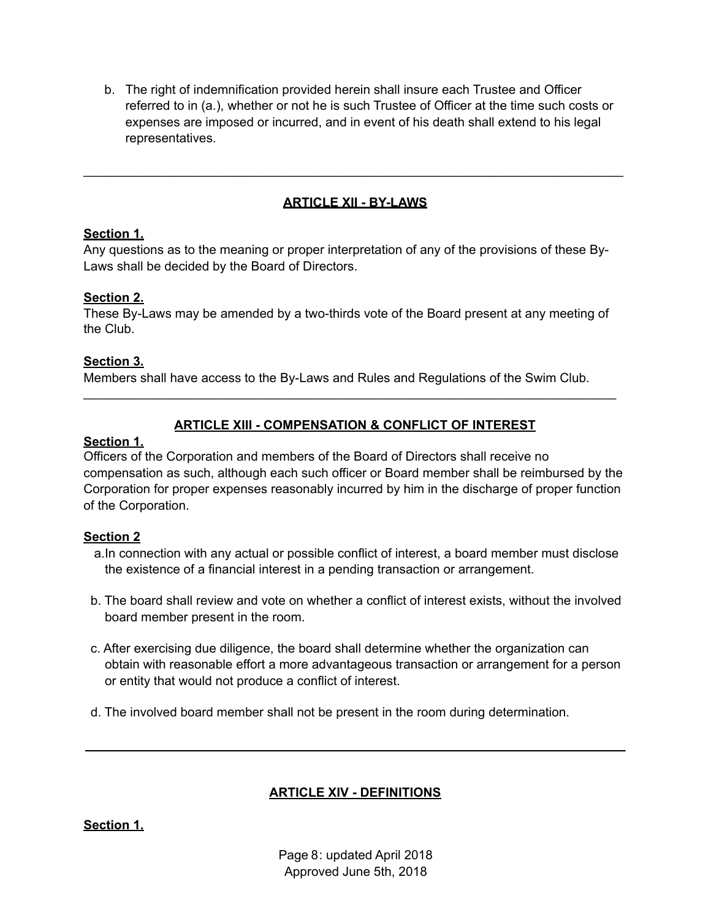b. The right of indemnification provided herein shall insure each Trustee and Officer referred to in (a.), whether or not he is such Trustee of Officer at the time such costs or expenses are imposed or incurred, and in event of his death shall extend to his legal representatives.

---

## ARTICLE XII - BY-LAWS

**Section 1.**
Any questions as to the meaning or proper interpretation of any of the provisions of these By-Laws shall be decided by the Board of Directors.

**Section 2.**
These By-Laws may be amended by a two-thirds vote of the Board present at any meeting of the Club.

**Section 3.**
Members shall have access to the By-Laws and Rules and Regulations of the Swim Club.

---

## ARTICLE XIII - COMPENSATION & CONFLICT OF INTEREST

**Section 1.**
Officers of the Corporation and members of the Board of Directors shall receive no compensation as such, although each such officer or Board member shall be reimbursed by the Corporation for proper expenses reasonably incurred by him in the discharge of proper function of the Corporation.

**Section 2**

a. In connection with any actual or possible conflict of interest, a board member must disclose the existence of a financial interest in a pending transaction or arrangement.

b. The board shall review and vote on whether a conflict of interest exists, without the involved board member present in the room.

c. After exercising due diligence, the board shall determine whether the organization can obtain with reasonable effort a more advantageous transaction or arrangement for a person or entity that would not produce a conflict of interest.

d. The involved board member shall not be present in the room during determination.

---

## ARTICLE XIV - DEFINITIONS

**Section 1.**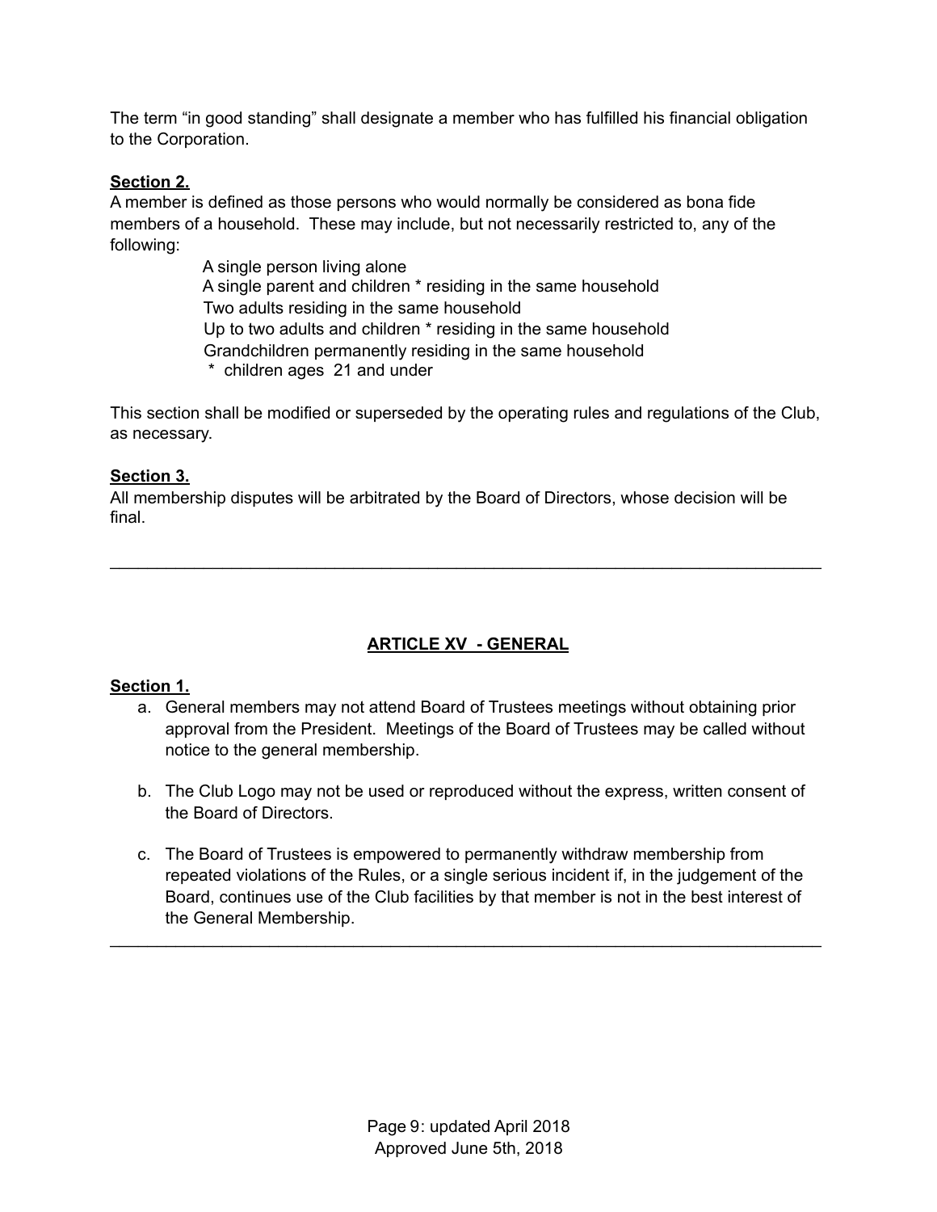The term “in good standing” shall designate a member who has fulfilled his financial obligation to the Corporation.

**Section 2.**
A member is defined as those persons who would normally be considered as bona fide members of a household. These may include, but not necessarily restricted to, any of the following:

A single person living alone
A single parent and children * residing in the same household
Two adults residing in the same household
Up to two adults and children * residing in the same household
Grandchildren permanently residing in the same household
\* children ages 21 and under

This section shall be modified or superseded by the operating rules and regulations of the Club, as necessary.

**Section 3.**
All membership disputes will be arbitrated by the Board of Directors, whose decision will be final.

---

## ARTICLE XV - GENERAL

**Section 1.**

a. General members may not attend Board of Trustees meetings without obtaining prior approval from the President. Meetings of the Board of Trustees may be called without notice to the general membership.

b. The Club Logo may not be used or reproduced without the express, written consent of the Board of Directors.

c. The Board of Trustees is empowered to permanently withdraw membership from repeated violations of the Rules, or a single serious incident if, in the judgement of the Board, continues use of the Club facilities by that member is not in the best interest of the General Membership.

---

Page 9: updated April 2018
Approved June 5th, 2018